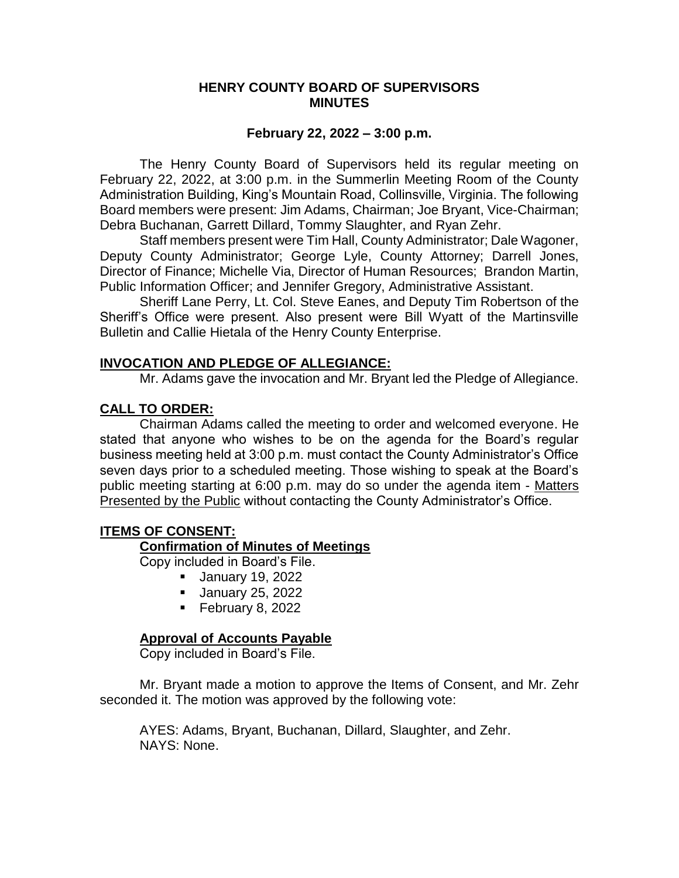# HENRY COUNTY BOARD OF SUPERVISORS MINUTES

**February 22, 2022 – 3:00 p.m.**

The Henry County Board of Supervisors held its regular meeting on February 22, 2022, at 3:00 p.m. in the Summerlin Meeting Room of the County Administration Building, King's Mountain Road, Collinsville, Virginia. The following Board members were present: Jim Adams, Chairman; Joe Bryant, Vice-Chairman; Debra Buchanan, Garrett Dillard, Tommy Slaughter, and Ryan Zehr.

Staff members present were Tim Hall, County Administrator; Dale Wagoner, Deputy County Administrator; George Lyle, County Attorney; Darrell Jones, Director of Finance; Michelle Via, Director of Human Resources; Brandon Martin, Public Information Officer; and Jennifer Gregory, Administrative Assistant.

Sheriff Lane Perry, Lt. Col. Steve Eanes, and Deputy Tim Robertson of the Sheriff's Office were present. Also present were Bill Wyatt of the Martinsville Bulletin and Callie Hietala of the Henry County Enterprise.

## INVOCATION AND PLEDGE OF ALLEGIANCE:

Mr. Adams gave the invocation and Mr. Bryant led the Pledge of Allegiance.

## CALL TO ORDER:

Chairman Adams called the meeting to order and welcomed everyone. He stated that anyone who wishes to be on the agenda for the Board's regular business meeting held at 3:00 p.m. must contact the County Administrator's Office seven days prior to a scheduled meeting. Those wishing to speak at the Board's public meeting starting at 6:00 p.m. may do so under the agenda item - Matters Presented by the Public without contacting the County Administrator's Office.

## ITEMS OF CONSENT:

### Confirmation of Minutes of Meetings

Copy included in Board's File.

- January 19, 2022
- January 25, 2022
- February 8, 2022

### Approval of Accounts Payable

Copy included in Board's File.

Mr. Bryant made a motion to approve the Items of Consent, and Mr. Zehr seconded it. The motion was approved by the following vote:

AYES: Adams, Bryant, Buchanan, Dillard, Slaughter, and Zehr.
NAYS: None.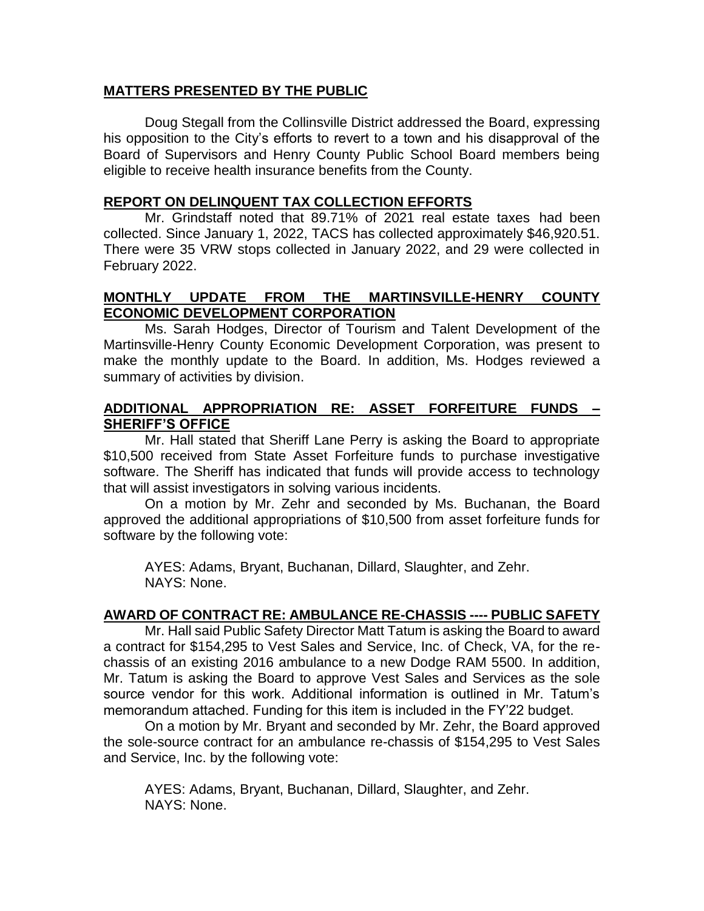**MATTERS PRESENTED BY THE PUBLIC**

Doug Stegall from the Collinsville District addressed the Board, expressing his opposition to the City's efforts to revert to a town and his disapproval of the Board of Supervisors and Henry County Public School Board members being eligible to receive health insurance benefits from the County.

**REPORT ON DELINQUENT TAX COLLECTION EFFORTS**

Mr. Grindstaff noted that 89.71% of 2021 real estate taxes had been collected. Since January 1, 2022, TACS has collected approximately $46,920.51. There were 35 VRW stops collected in January 2022, and 29 were collected in February 2022.

**MONTHLY UPDATE FROM THE MARTINSVILLE-HENRY COUNTY ECONOMIC DEVELOPMENT CORPORATION**

Ms. Sarah Hodges, Director of Tourism and Talent Development of the Martinsville-Henry County Economic Development Corporation, was present to make the monthly update to the Board. In addition, Ms. Hodges reviewed a summary of activities by division.

**ADDITIONAL APPROPRIATION RE: ASSET FORFEITURE FUNDS – SHERIFF'S OFFICE**

Mr. Hall stated that Sheriff Lane Perry is asking the Board to appropriate $10,500 received from State Asset Forfeiture funds to purchase investigative software. The Sheriff has indicated that funds will provide access to technology that will assist investigators in solving various incidents.

On a motion by Mr. Zehr and seconded by Ms. Buchanan, the Board approved the additional appropriations of $10,500 from asset forfeiture funds for software by the following vote:

AYES: Adams, Bryant, Buchanan, Dillard, Slaughter, and Zehr.
NAYS: None.

**AWARD OF CONTRACT RE: AMBULANCE RE-CHASSIS ---- PUBLIC SAFETY**

Mr. Hall said Public Safety Director Matt Tatum is asking the Board to award a contract for $154,295 to Vest Sales and Service, Inc. of Check, VA, for the re-chassis of an existing 2016 ambulance to a new Dodge RAM 5500. In addition, Mr. Tatum is asking the Board to approve Vest Sales and Services as the sole source vendor for this work. Additional information is outlined in Mr. Tatum's memorandum attached. Funding for this item is included in the FY'22 budget.

On a motion by Mr. Bryant and seconded by Mr. Zehr, the Board approved the sole-source contract for an ambulance re-chassis of $154,295 to Vest Sales and Service, Inc. by the following vote:

AYES: Adams, Bryant, Buchanan, Dillard, Slaughter, and Zehr.
NAYS: None.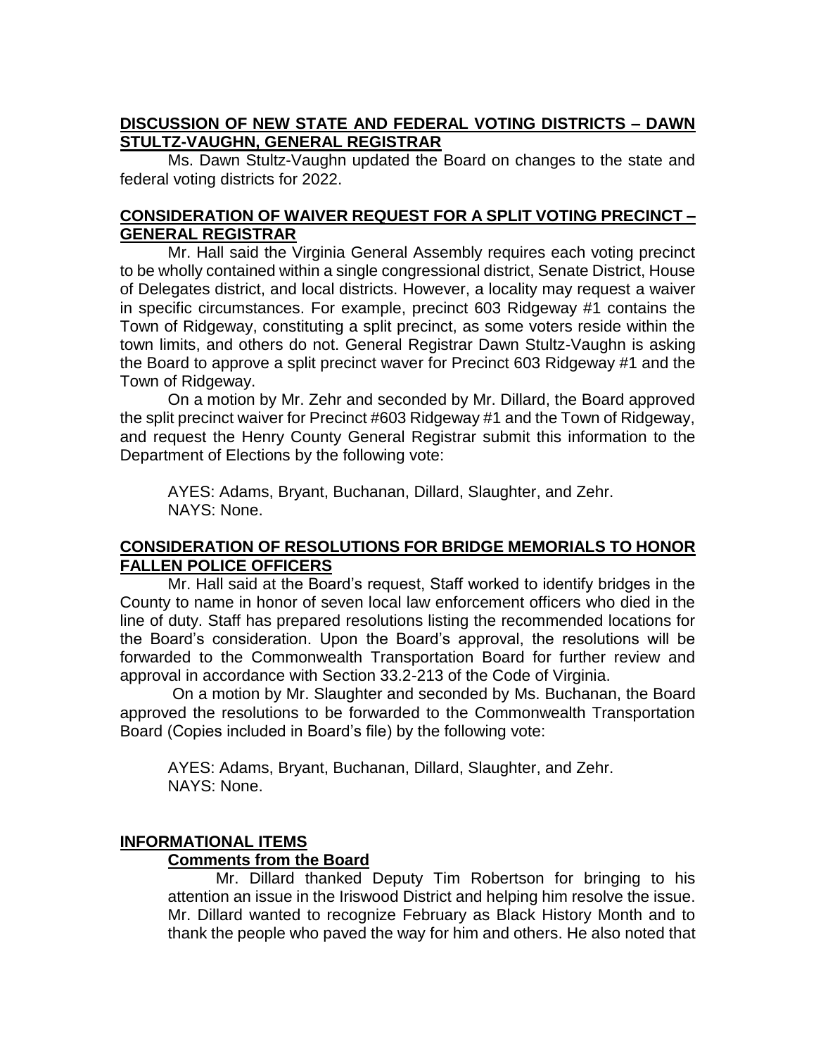**DISCUSSION OF NEW STATE AND FEDERAL VOTING DISTRICTS – DAWN STULTZ-VAUGHN, GENERAL REGISTRAR**

Ms. Dawn Stultz-Vaughn updated the Board on changes to the state and federal voting districts for 2022.

**CONSIDERATION OF WAIVER REQUEST FOR A SPLIT VOTING PRECINCT – GENERAL REGISTRAR**

Mr. Hall said the Virginia General Assembly requires each voting precinct to be wholly contained within a single congressional district, Senate District, House of Delegates district, and local districts. However, a locality may request a waiver in specific circumstances. For example, precinct 603 Ridgeway #1 contains the Town of Ridgeway, constituting a split precinct, as some voters reside within the town limits, and others do not. General Registrar Dawn Stultz-Vaughn is asking the Board to approve a split precinct waver for Precinct 603 Ridgeway #1 and the Town of Ridgeway.

On a motion by Mr. Zehr and seconded by Mr. Dillard, the Board approved the split precinct waiver for Precinct #603 Ridgeway #1 and the Town of Ridgeway, and request the Henry County General Registrar submit this information to the Department of Elections by the following vote:

AYES: Adams, Bryant, Buchanan, Dillard, Slaughter, and Zehr.
NAYS: None.

**CONSIDERATION OF RESOLUTIONS FOR BRIDGE MEMORIALS TO HONOR FALLEN POLICE OFFICERS**

Mr. Hall said at the Board's request, Staff worked to identify bridges in the County to name in honor of seven local law enforcement officers who died in the line of duty. Staff has prepared resolutions listing the recommended locations for the Board's consideration. Upon the Board's approval, the resolutions will be forwarded to the Commonwealth Transportation Board for further review and approval in accordance with Section 33.2-213 of the Code of Virginia.

On a motion by Mr. Slaughter and seconded by Ms. Buchanan, the Board approved the resolutions to be forwarded to the Commonwealth Transportation Board (Copies included in Board's file) by the following vote:

AYES: Adams, Bryant, Buchanan, Dillard, Slaughter, and Zehr.
NAYS: None.

**INFORMATIONAL ITEMS**

**Comments from the Board**

Mr. Dillard thanked Deputy Tim Robertson for bringing to his attention an issue in the Iriswood District and helping him resolve the issue. Mr. Dillard wanted to recognize February as Black History Month and to thank the people who paved the way for him and others. He also noted that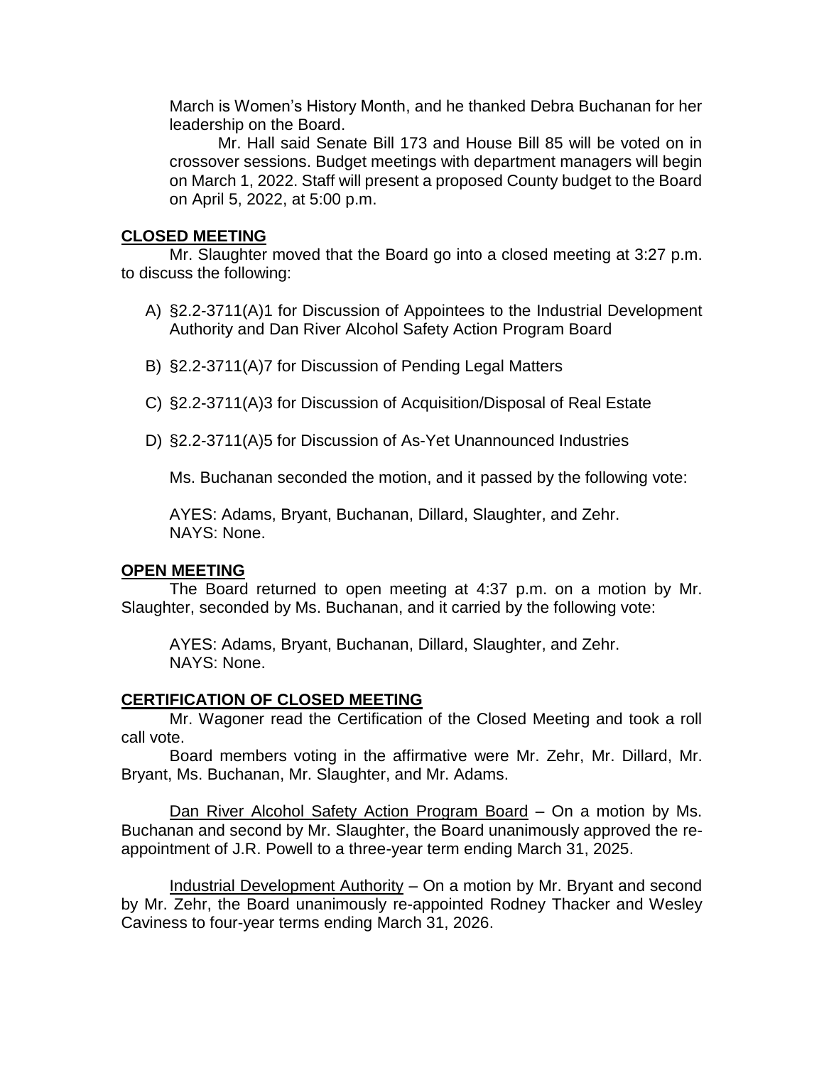March is Women's History Month, and he thanked Debra Buchanan for her leadership on the Board.

Mr. Hall said Senate Bill 173 and House Bill 85 will be voted on in crossover sessions. Budget meetings with department managers will begin on March 1, 2022. Staff will present a proposed County budget to the Board on April 5, 2022, at 5:00 p.m.

**CLOSED MEETING**

Mr. Slaughter moved that the Board go into a closed meeting at 3:27 p.m. to discuss the following:

A) §2.2-3711(A)1 for Discussion of Appointees to the Industrial Development Authority and Dan River Alcohol Safety Action Program Board

B) §2.2-3711(A)7 for Discussion of Pending Legal Matters

C) §2.2-3711(A)3 for Discussion of Acquisition/Disposal of Real Estate

D) §2.2-3711(A)5 for Discussion of As-Yet Unannounced Industries

Ms. Buchanan seconded the motion, and it passed by the following vote:

AYES: Adams, Bryant, Buchanan, Dillard, Slaughter, and Zehr.
NAYS: None.

**OPEN MEETING**

The Board returned to open meeting at 4:37 p.m. on a motion by Mr. Slaughter, seconded by Ms. Buchanan, and it carried by the following vote:

AYES: Adams, Bryant, Buchanan, Dillard, Slaughter, and Zehr.
NAYS: None.

**CERTIFICATION OF CLOSED MEETING**

Mr. Wagoner read the Certification of the Closed Meeting and took a roll call vote.

Board members voting in the affirmative were Mr. Zehr, Mr. Dillard, Mr. Bryant, Ms. Buchanan, Mr. Slaughter, and Mr. Adams.

Dan River Alcohol Safety Action Program Board – On a motion by Ms. Buchanan and second by Mr. Slaughter, the Board unanimously approved the re-appointment of J.R. Powell to a three-year term ending March 31, 2025.

Industrial Development Authority – On a motion by Mr. Bryant and second by Mr. Zehr, the Board unanimously re-appointed Rodney Thacker and Wesley Caviness to four-year terms ending March 31, 2026.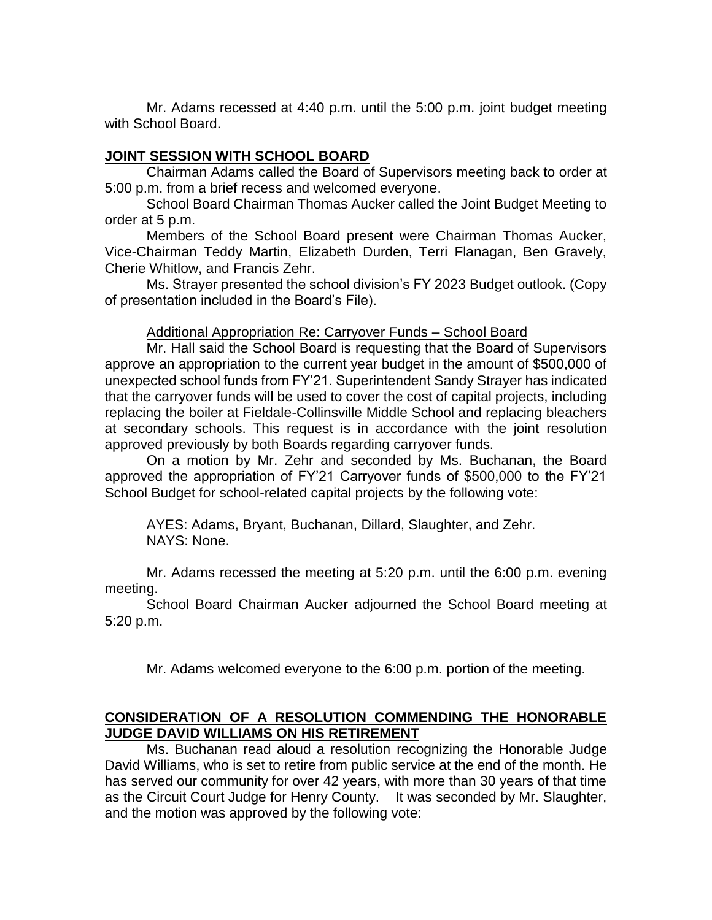Mr. Adams recessed at 4:40 p.m. until the 5:00 p.m. joint budget meeting with School Board.

**JOINT SESSION WITH SCHOOL BOARD**

Chairman Adams called the Board of Supervisors meeting back to order at 5:00 p.m. from a brief recess and welcomed everyone.

School Board Chairman Thomas Aucker called the Joint Budget Meeting to order at 5 p.m.

Members of the School Board present were Chairman Thomas Aucker, Vice-Chairman Teddy Martin, Elizabeth Durden, Terri Flanagan, Ben Gravely, Cherie Whitlow, and Francis Zehr.

Ms. Strayer presented the school division's FY 2023 Budget outlook. (Copy of presentation included in the Board's File).

Additional Appropriation Re: Carryover Funds – School Board

Mr. Hall said the School Board is requesting that the Board of Supervisors approve an appropriation to the current year budget in the amount of $500,000 of unexpected school funds from FY'21. Superintendent Sandy Strayer has indicated that the carryover funds will be used to cover the cost of capital projects, including replacing the boiler at Fieldale-Collinsville Middle School and replacing bleachers at secondary schools. This request is in accordance with the joint resolution approved previously by both Boards regarding carryover funds.

On a motion by Mr. Zehr and seconded by Ms. Buchanan, the Board approved the appropriation of FY'21 Carryover funds of $500,000 to the FY'21 School Budget for school-related capital projects by the following vote:

AYES: Adams, Bryant, Buchanan, Dillard, Slaughter, and Zehr.
NAYS: None.

Mr. Adams recessed the meeting at 5:20 p.m. until the 6:00 p.m. evening meeting.

School Board Chairman Aucker adjourned the School Board meeting at 5:20 p.m.

Mr. Adams welcomed everyone to the 6:00 p.m. portion of the meeting.

**CONSIDERATION OF A RESOLUTION COMMENDING THE HONORABLE JUDGE DAVID WILLIAMS ON HIS RETIREMENT**

Ms. Buchanan read aloud a resolution recognizing the Honorable Judge David Williams, who is set to retire from public service at the end of the month. He has served our community for over 42 years, with more than 30 years of that time as the Circuit Court Judge for Henry County. It was seconded by Mr. Slaughter, and the motion was approved by the following vote: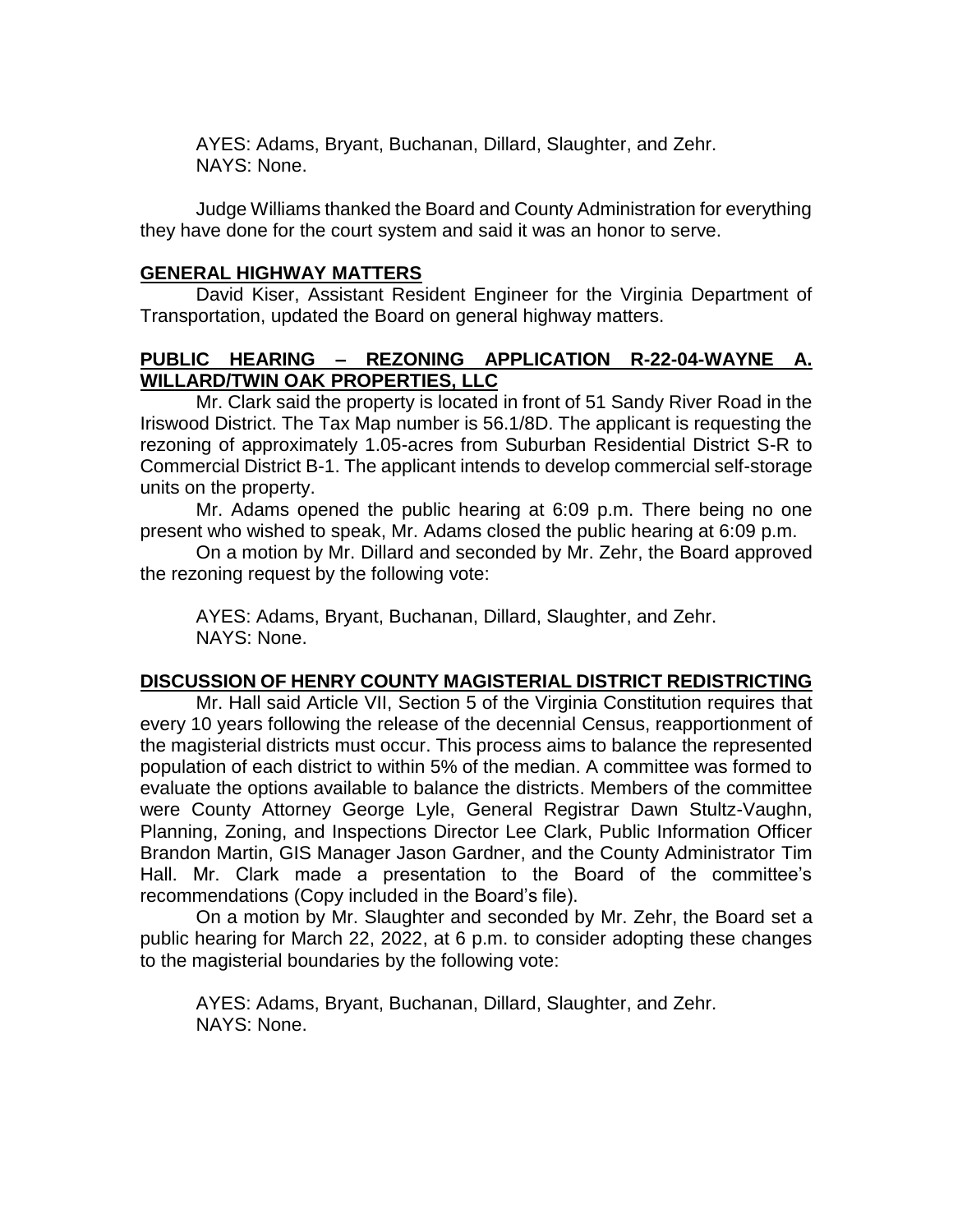AYES: Adams, Bryant, Buchanan, Dillard, Slaughter, and Zehr.
NAYS: None.

Judge Williams thanked the Board and County Administration for everything they have done for the court system and said it was an honor to serve.

## GENERAL HIGHWAY MATTERS

David Kiser, Assistant Resident Engineer for the Virginia Department of Transportation, updated the Board on general highway matters.

## PUBLIC HEARING – REZONING APPLICATION R-22-04-WAYNE A. WILLARD/TWIN OAK PROPERTIES, LLC

Mr. Clark said the property is located in front of 51 Sandy River Road in the Iriswood District. The Tax Map number is 56.1/8D. The applicant is requesting the rezoning of approximately 1.05-acres from Suburban Residential District S-R to Commercial District B-1. The applicant intends to develop commercial self-storage units on the property.

Mr. Adams opened the public hearing at 6:09 p.m. There being no one present who wished to speak, Mr. Adams closed the public hearing at 6:09 p.m.

On a motion by Mr. Dillard and seconded by Mr. Zehr, the Board approved the rezoning request by the following vote:

AYES: Adams, Bryant, Buchanan, Dillard, Slaughter, and Zehr.
NAYS: None.

## DISCUSSION OF HENRY COUNTY MAGISTERIAL DISTRICT REDISTRICTING

Mr. Hall said Article VII, Section 5 of the Virginia Constitution requires that every 10 years following the release of the decennial Census, reapportionment of the magisterial districts must occur. This process aims to balance the represented population of each district to within 5% of the median. A committee was formed to evaluate the options available to balance the districts. Members of the committee were County Attorney George Lyle, General Registrar Dawn Stultz-Vaughn, Planning, Zoning, and Inspections Director Lee Clark, Public Information Officer Brandon Martin, GIS Manager Jason Gardner, and the County Administrator Tim Hall. Mr. Clark made a presentation to the Board of the committee's recommendations (Copy included in the Board's file).

On a motion by Mr. Slaughter and seconded by Mr. Zehr, the Board set a public hearing for March 22, 2022, at 6 p.m. to consider adopting these changes to the magisterial boundaries by the following vote:

AYES: Adams, Bryant, Buchanan, Dillard, Slaughter, and Zehr.
NAYS: None.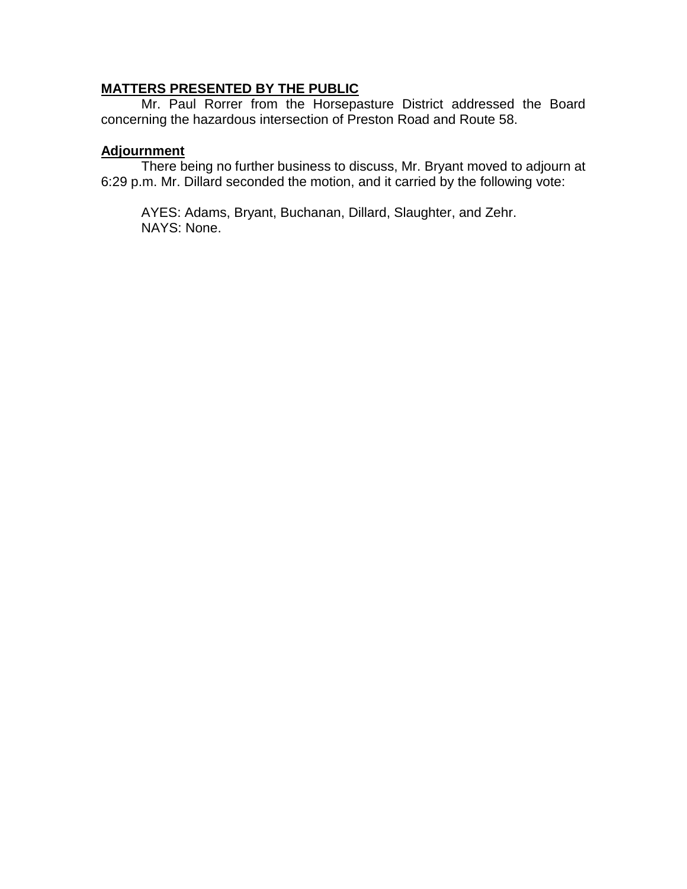**MATTERS PRESENTED BY THE PUBLIC**

Mr. Paul Rorrer from the Horsepasture District addressed the Board concerning the hazardous intersection of Preston Road and Route 58.

**Adjournment**

There being no further business to discuss, Mr. Bryant moved to adjourn at 6:29 p.m. Mr. Dillard seconded the motion, and it carried by the following vote:

AYES: Adams, Bryant, Buchanan, Dillard, Slaughter, and Zehr.
NAYS: None.